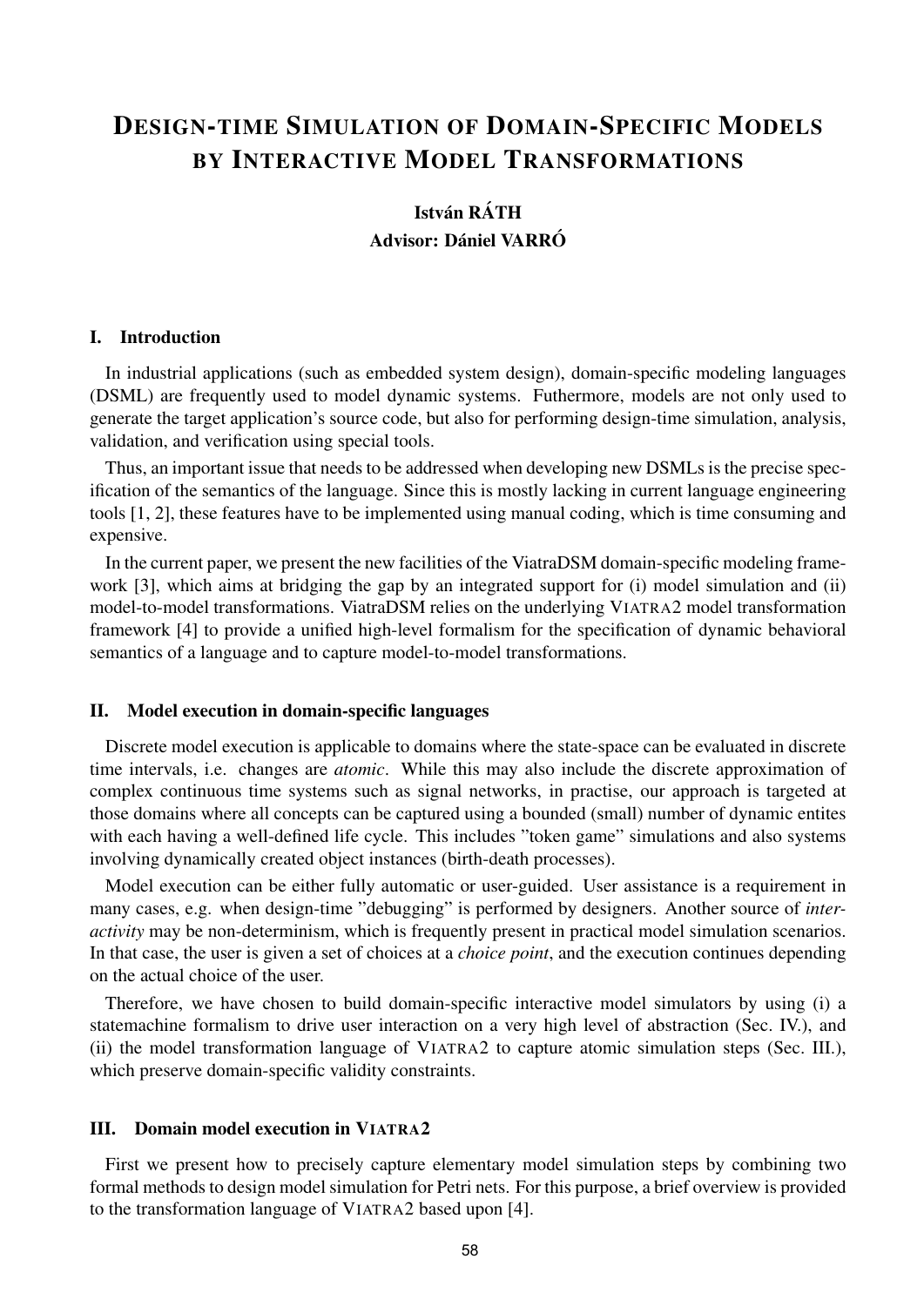# Design-time Simulation of Domain-Specific Models by Interactive Model Transformations

**István RÁTH**
**Advisor: Dániel VARRÓ**

## I. Introduction

In industrial applications (such as embedded system design), domain-specific modeling languages (DSML) are frequently used to model dynamic systems. Futhermore, models are not only used to generate the target application's source code, but also for performing design-time simulation, analysis, validation, and verification using special tools.

Thus, an important issue that needs to be addressed when developing new DSMLs is the precise specification of the semantics of the language. Since this is mostly lacking in current language engineering tools [1, 2], these features have to be implemented using manual coding, which is time consuming and expensive.

In the current paper, we present the new facilities of the ViatraDSM domain-specific modeling framework [3], which aims at bridging the gap by an integrated support for (i) model simulation and (ii) model-to-model transformations. ViatraDSM relies on the underlying VIATRA2 model transformation framework [4] to provide a unified high-level formalism for the specification of dynamic behavioral semantics of a language and to capture model-to-model transformations.

## II. Model execution in domain-specific languages

Discrete model execution is applicable to domains where the state-space can be evaluated in discrete time intervals, i.e. changes are *atomic*. While this may also include the discrete approximation of complex continuous time systems such as signal networks, in practise, our approach is targeted at those domains where all concepts can be captured using a bounded (small) number of dynamic entites with each having a well-defined life cycle. This includes "token game" simulations and also systems involving dynamically created object instances (birth-death processes).

Model execution can be either fully automatic or user-guided. User assistance is a requirement in many cases, e.g. when design-time "debugging" is performed by designers. Another source of *interactivity* may be non-determinism, which is frequently present in practical model simulation scenarios. In that case, the user is given a set of choices at a *choice point*, and the execution continues depending on the actual choice of the user.

Therefore, we have chosen to build domain-specific interactive model simulators by using (i) a statemachine formalism to drive user interaction on a very high level of abstraction (Sec. IV.), and (ii) the model transformation language of VIATRA2 to capture atomic simulation steps (Sec. III.), which preserve domain-specific validity constraints.

## III. Domain model execution in VIATRA2

First we present how to precisely capture elementary model simulation steps by combining two formal methods to design model simulation for Petri nets. For this purpose, a brief overview is provided to the transformation language of VIATRA2 based upon [4].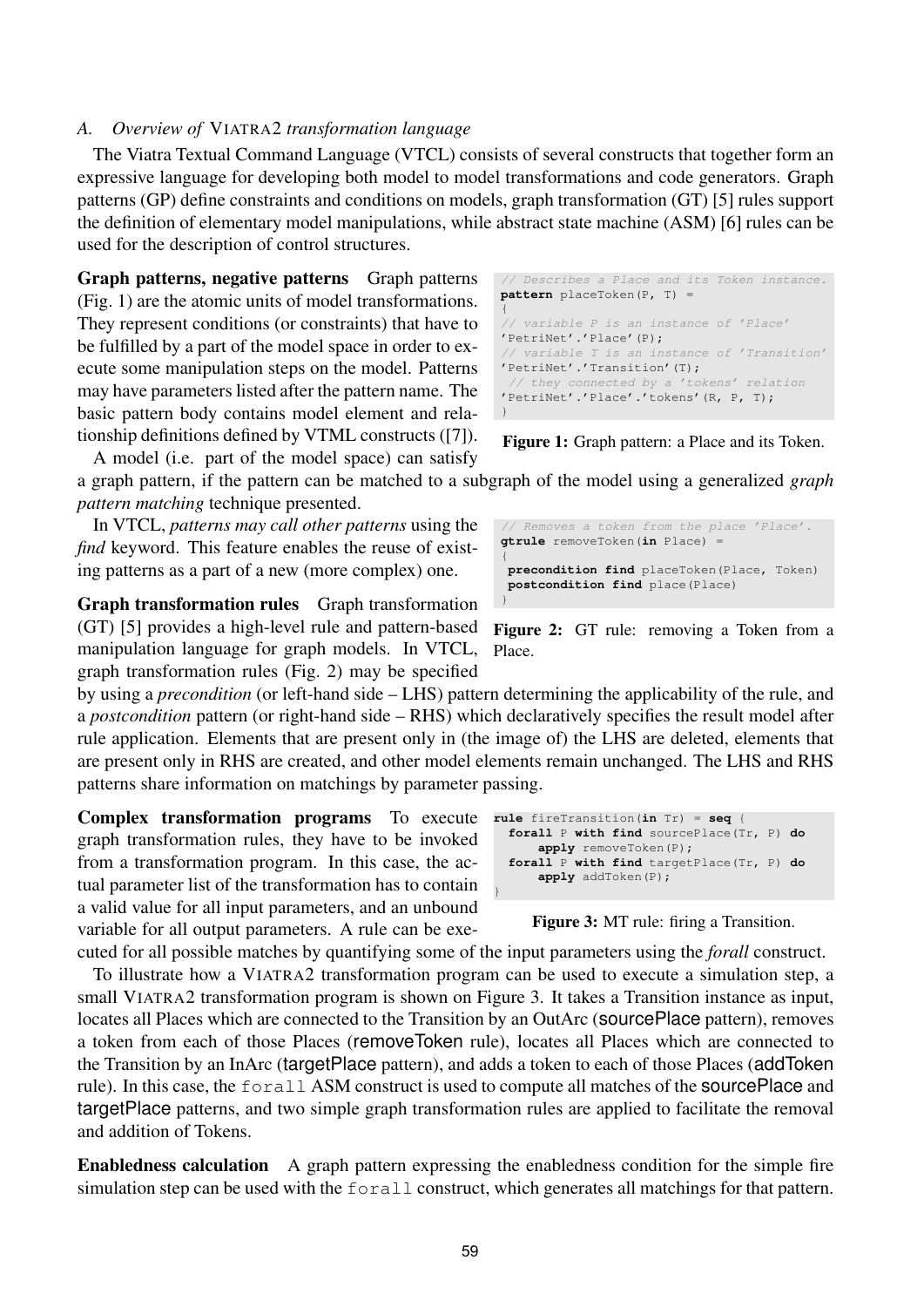### A. *Overview of* VIATRA2 *transformation language*

The Viatra Textual Command Language (VTCL) consists of several constructs that together form an expressive language for developing both model to model transformations and code generators. Graph patterns (GP) define constraints and conditions on models, graph transformation (GT) [5] rules support the definition of elementary model manipulations, while abstract state machine (ASM) [6] rules can be used for the description of control structures.

**Graph patterns, negative patterns** Graph patterns (Fig. 1) are the atomic units of model transformations. They represent conditions (or constraints) that have to be fulfilled by a part of the model space in order to execute some manipulation steps on the model. Patterns may have parameters listed after the pattern name. The basic pattern body contains model element and relationship definitions defined by VTML constructs ([7]).

```
// Describes a Place and its Token instance.
pattern placeToken(P, T) =
{
// variable P is an instance of 'Place'
'PetriNet'.'Place'(P);
// variable T is an instance of 'Transition'
'PetriNet'.'Transition'(T);
 // they connected by a 'tokens' relation
'PetriNet'.'Place'.'tokens'(R, P, T);
}
```

**Figure 1:** Graph pattern: a Place and its Token.

A model (i.e. part of the model space) can satisfy a graph pattern, if the pattern can be matched to a subgraph of the model using a generalized *graph pattern matching* technique presented.

In VTCL, *patterns may call other patterns* using the *find* keyword. This feature enables the reuse of existing patterns as a part of a new (more complex) one.

```
// Removes a token from the place 'Place'.
gtrule removeToken(in Place) =
{
 precondition find placeToken(Place, Token)
 postcondition find place(Place)
}
```

**Figure 2:** GT rule: removing a Token from a Place.

**Graph transformation rules** Graph transformation (GT) [5] provides a high-level rule and pattern-based manipulation language for graph models. In VTCL, graph transformation rules (Fig. 2) may be specified by using a *precondition* (or left-hand side – LHS) pattern determining the applicability of the rule, and a *postcondition* pattern (or right-hand side – RHS) which declaratively specifies the result model after rule application. Elements that are present only in (the image of) the LHS are deleted, elements that are present only in RHS are created, and other model elements remain unchanged. The LHS and RHS patterns share information on matchings by parameter passing.

**Complex transformation programs** To execute graph transformation rules, they have to be invoked from a transformation program. In this case, the actual parameter list of the transformation has to contain a valid value for all input parameters, and an unbound variable for all output parameters. A rule can be executed for all possible matches by quantifying some of the input parameters using the *forall* construct.

```
rule fireTransition(in Tr) = seq {
  forall P with find sourcePlace(Tr, P) do
      apply removeToken(P);
  forall P with find targetPlace(Tr, P) do
      apply addToken(P);
}
```

**Figure 3:** MT rule: firing a Transition.

To illustrate how a VIATRA2 transformation program can be used to execute a simulation step, a small VIATRA2 transformation program is shown on Figure 3. It takes a Transition instance as input, locates all Places which are connected to the Transition by an OutArc (sourcePlace pattern), removes a token from each of those Places (removeToken rule), locates all Places which are connected to the Transition by an InArc (targetPlace pattern), and adds a token to each of those Places (addToken rule). In this case, the `forall` ASM construct is used to compute all matches of the sourcePlace and targetPlace patterns, and two simple graph transformation rules are applied to facilitate the removal and addition of Tokens.

**Enabledness calculation** A graph pattern expressing the enabledness condition for the simple fire simulation step can be used with the `forall` construct, which generates all matchings for that pattern.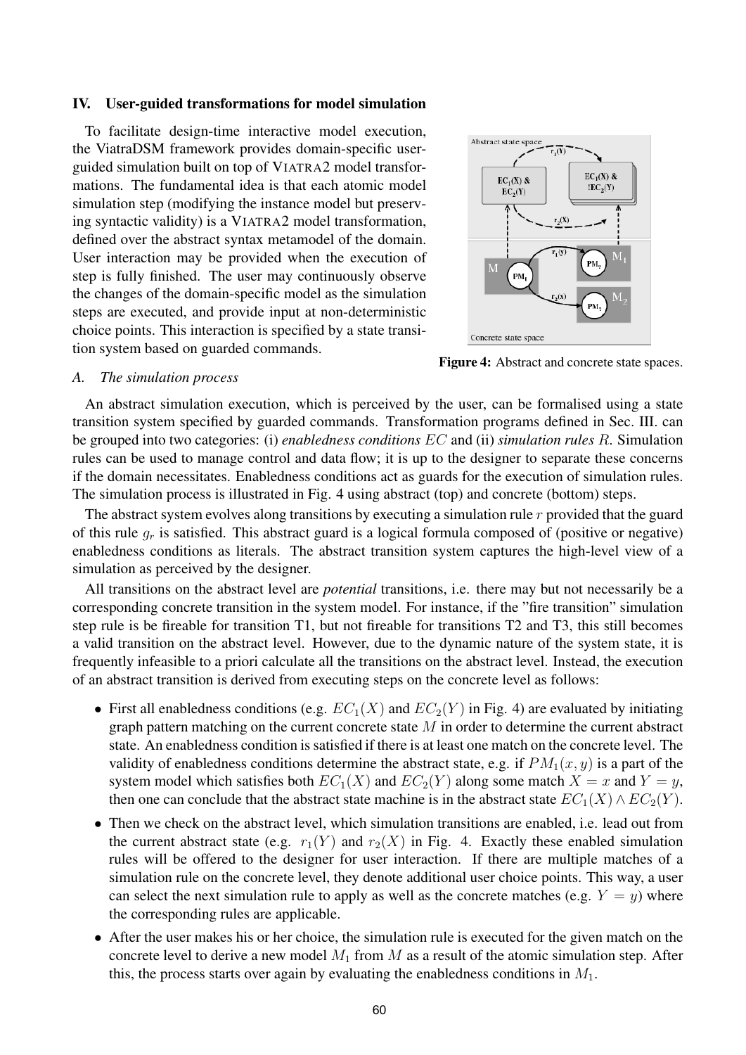## IV. User-guided transformations for model simulation

To facilitate design-time interactive model execution, the ViatraDSM framework provides domain-specific user-guided simulation built on top of VIATRA2 model transformations. The fundamental idea is that each atomic model simulation step (modifying the instance model but preserving syntactic validity) is a VIATRA2 model transformation, defined over the abstract syntax metamodel of the domain. User interaction may be provided when the execution of step is fully finished. The user may continuously observe the changes of the domain-specific model as the simulation steps are executed, and provide input at non-deterministic choice points. This interaction is specified by a state transition system based on guarded commands.

**Figure 4:** Abstract and concrete state spaces.

### *A. The simulation process*

An abstract simulation execution, which is perceived by the user, can be formalised using a state transition system specified by guarded commands. Transformation programs defined in Sec. III. can be grouped into two categories: (i) *enabledness conditions* $EC$ and (ii) *simulation rules* $R$. Simulation rules can be used to manage control and data flow; it is up to the designer to separate these concerns if the domain necessitates. Enabledness conditions act as guards for the execution of simulation rules. The simulation process is illustrated in Fig. 4 using abstract (top) and concrete (bottom) steps.

The abstract system evolves along transitions by executing a simulation rule $r$ provided that the guard of this rule $g_r$ is satisfied. This abstract guard is a logical formula composed of (positive or negative) enabledness conditions as literals. The abstract transition system captures the high-level view of a simulation as perceived by the designer.

All transitions on the abstract level are *potential* transitions, i.e. there may but not necessarily be a corresponding concrete transition in the system model. For instance, if the "fire transition" simulation step rule is be fireable for transition T1, but not fireable for transitions T2 and T3, this still becomes a valid transition on the abstract level. However, due to the dynamic nature of the system state, it is frequently infeasible to a priori calculate all the transitions on the abstract level. Instead, the execution of an abstract transition is derived from executing steps on the concrete level as follows:

- First all enabledness conditions (e.g. $EC_1(X)$ and $EC_2(Y)$ in Fig. 4) are evaluated by initiating graph pattern matching on the current concrete state $M$ in order to determine the current abstract state. An enabledness condition is satisfied if there is at least one match on the concrete level. The validity of enabledness conditions determine the abstract state, e.g. if $PM_1(x, y)$ is a part of the system model which satisfies both $EC_1(X)$ and $EC_2(Y)$ along some match $X = x$ and $Y = y$, then one can conclude that the abstract state machine is in the abstract state $EC_1(X) \wedge EC_2(Y)$.
- Then we check on the abstract level, which simulation transitions are enabled, i.e. lead out from the current abstract state (e.g. $r_1(Y)$ and $r_2(X)$ in Fig. 4. Exactly these enabled simulation rules will be offered to the designer for user interaction. If there are multiple matches of a simulation rule on the concrete level, they denote additional user choice points. This way, a user can select the next simulation rule to apply as well as the concrete matches (e.g. $Y = y$) where the corresponding rules are applicable.
- After the user makes his or her choice, the simulation rule is executed for the given match on the concrete level to derive a new model $M_1$ from $M$ as a result of the atomic simulation step. After this, the process starts over again by evaluating the enabledness conditions in $M_1$.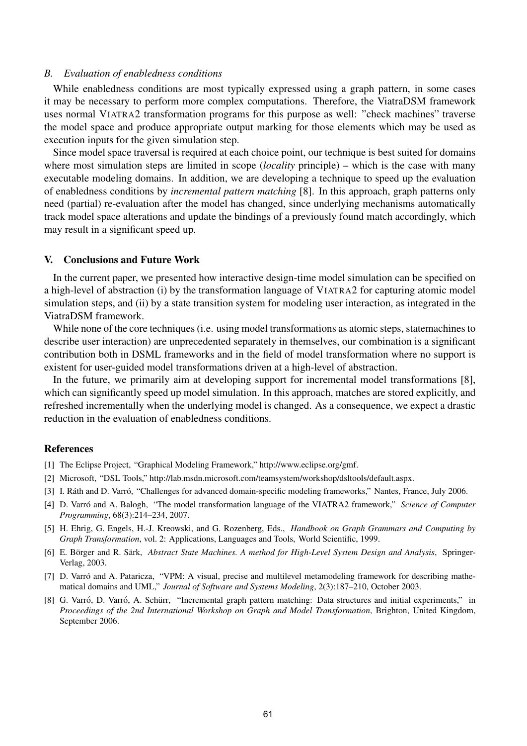### B. Evaluation of enabledness conditions

While enabledness conditions are most typically expressed using a graph pattern, in some cases it may be necessary to perform more complex computations. Therefore, the ViatraDSM framework uses normal VIATRA2 transformation programs for this purpose as well: "check machines" traverse the model space and produce appropriate output marking for those elements which may be used as execution inputs for the given simulation step.

Since model space traversal is required at each choice point, our technique is best suited for domains where most simulation steps are limited in scope (*locality* principle) – which is the case with many executable modeling domains. In addition, we are developing a technique to speed up the evaluation of enabledness conditions by *incremental pattern matching* [8]. In this approach, graph patterns only need (partial) re-evaluation after the model has changed, since underlying mechanisms automatically track model space alterations and update the bindings of a previously found match accordingly, which may result in a significant speed up.

## V. Conclusions and Future Work

In the current paper, we presented how interactive design-time model simulation can be specified on a high-level of abstraction (i) by the transformation language of VIATRA2 for capturing atomic model simulation steps, and (ii) by a state transition system for modeling user interaction, as integrated in the ViatraDSM framework.

While none of the core techniques (i.e. using model transformations as atomic steps, statemachines to describe user interaction) are unprecedented separately in themselves, our combination is a significant contribution both in DSML frameworks and in the field of model transformation where no support is existent for user-guided model transformations driven at a high-level of abstraction.

In the future, we primarily aim at developing support for incremental model transformations [8], which can significantly speed up model simulation. In this approach, matches are stored explicitly, and refreshed incrementally when the underlying model is changed. As a consequence, we expect a drastic reduction in the evaluation of enabledness conditions.

## References

[1] The Eclipse Project, "Graphical Modeling Framework," http://www.eclipse.org/gmf.

[2] Microsoft, "DSL Tools," http://lab.msdn.microsoft.com/teamsystem/workshop/dsltools/default.aspx.

[3] I. Ráth and D. Varró, "Challenges for advanced domain-specific modeling frameworks," Nantes, France, July 2006.

[4] D. Varró and A. Balogh, "The model transformation language of the VIATRA2 framework," *Science of Computer Programming*, 68(3):214–234, 2007.

[5] H. Ehrig, G. Engels, H.-J. Kreowski, and G. Rozenberg, Eds., *Handbook on Graph Grammars and Computing by Graph Transformation*, vol. 2: Applications, Languages and Tools, World Scientific, 1999.

[6] E. Börger and R. Särk, *Abstract State Machines. A method for High-Level System Design and Analysis*, Springer-Verlag, 2003.

[7] D. Varró and A. Pataricza, "VPM: A visual, precise and multilevel metamodeling framework for describing mathematical domains and UML," *Journal of Software and Systems Modeling*, 2(3):187–210, October 2003.

[8] G. Varró, D. Varró, A. Schürr, "Incremental graph pattern matching: Data structures and initial experiments," in *Proceedings of the 2nd International Workshop on Graph and Model Transformation*, Brighton, United Kingdom, September 2006.